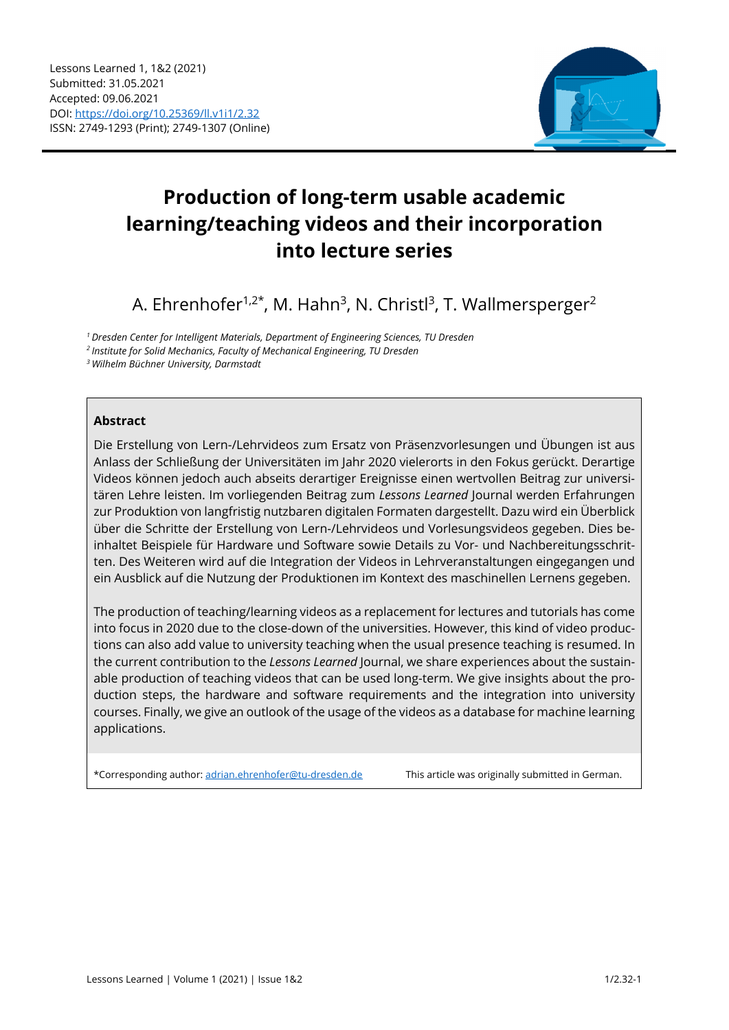Lessons Learned 1, 1&2 (2021)
Submitted: 31.05.2021
Accepted: 09.06.2021
DOI: https://doi.org/10.25369/ll.v1i1/2.32
ISSN: 2749-1293 (Print); 2749-1307 (Online)

# Production of long-term usable academic learning/teaching videos and their incorporation into lecture series

A. Ehrenhofer[1,2*], M. Hahn[3], N. Christl[3], T. Wallmersperger[2]

*[1] Dresden Center for Intelligent Materials, Department of Engineering Sciences, TU Dresden*
*[2] Institute for Solid Mechanics, Faculty of Mechanical Engineering, TU Dresden*
*[3] Wilhelm Büchner University, Darmstadt*

## Abstract

Die Erstellung von Lern-/Lehrvideos zum Ersatz von Präsenzvorlesungen und Übungen ist aus Anlass der Schließung der Universitäten im Jahr 2020 vielerorts in den Fokus gerückt. Derartige Videos können jedoch auch abseits derartiger Ereignisse einen wertvollen Beitrag zur universitären Lehre leisten. Im vorliegenden Beitrag zum *Lessons Learned* Journal werden Erfahrungen zur Produktion von langfristig nutzbaren digitalen Formaten dargestellt. Dazu wird ein Überblick über die Schritte der Erstellung von Lern-/Lehrvideos und Vorlesungsvideos gegeben. Dies beinhaltet Beispiele für Hardware und Software sowie Details zu Vor- und Nachbereitungsschritten. Des Weiteren wird auf die Integration der Videos in Lehrveranstaltungen eingegangen und ein Ausblick auf die Nutzung der Produktionen im Kontext des maschinellen Lernens gegeben.

The production of teaching/learning videos as a replacement for lectures and tutorials has come into focus in 2020 due to the close-down of the universities. However, this kind of video productions can also add value to university teaching when the usual presence teaching is resumed. In the current contribution to the *Lessons Learned* Journal, we share experiences about the sustainable production of teaching videos that can be used long-term. We give insights about the production steps, the hardware and software requirements and the integration into university courses. Finally, we give an outlook of the usage of the videos as a database for machine learning applications.

*Corresponding author: adrian.ehrenhofer@tu-dresden.de

This article was originally submitted in German.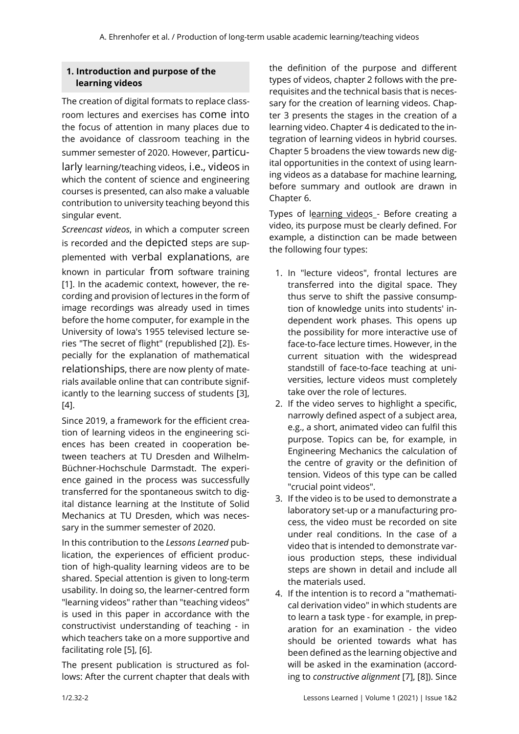## 1. Introduction and purpose of the learning videos

The creation of digital formats to replace classroom lectures and exercises has come into the focus of attention in many places due to the avoidance of classroom teaching in the summer semester of 2020. However, particularly learning/teaching videos, i.e., videos in which the content of science and engineering courses is presented, can also make a valuable contribution to university teaching beyond this singular event.

*Screencast videos*, in which a computer screen is recorded and the depicted steps are supplemented with verbal explanations, are known in particular from software training [1]. In the academic context, however, the recording and provision of lectures in the form of image recordings was already used in times before the home computer, for example in the University of Iowa's 1955 televised lecture series "The secret of flight" (republished [2]). Especially for the explanation of mathematical relationships, there are now plenty of materials available online that can contribute significantly to the learning success of students [3], [4].

Since 2019, a framework for the efficient creation of learning videos in the engineering sciences has been created in cooperation between teachers at TU Dresden and Wilhelm-Büchner-Hochschule Darmstadt. The experience gained in the process was successfully transferred for the spontaneous switch to digital distance learning at the Institute of Solid Mechanics at TU Dresden, which was necessary in the summer semester of 2020.

In this contribution to the *Lessons Learned* publication, the experiences of efficient production of high-quality learning videos are to be shared. Special attention is given to long-term usability. In doing so, the learner-centred form "learning videos" rather than "teaching videos" is used in this paper in accordance with the constructivist understanding of teaching - in which teachers take on a more supportive and facilitating role [5], [6].

The present publication is structured as follows: After the current chapter that deals with the definition of the purpose and different types of videos, chapter 2 follows with the prerequisites and the technical basis that is necessary for the creation of learning videos. Chapter 3 presents the stages in the creation of a learning video. Chapter 4 is dedicated to the integration of learning videos in hybrid courses. Chapter 5 broadens the view towards new digital opportunities in the context of using learning videos as a database for machine learning, before summary and outlook are drawn in Chapter 6.

Types of learning videos - Before creating a video, its purpose must be clearly defined. For example, a distinction can be made between the following four types:

1. In "lecture videos", frontal lectures are transferred into the digital space. They thus serve to shift the passive consumption of knowledge units into students' independent work phases. This opens up the possibility for more interactive use of face-to-face lecture times. However, in the current situation with the widespread standstill of face-to-face teaching at universities, lecture videos must completely take over the role of lectures.
2. If the video serves to highlight a specific, narrowly defined aspect of a subject area, e.g., a short, animated video can fulfil this purpose. Topics can be, for example, in Engineering Mechanics the calculation of the centre of gravity or the definition of tension. Videos of this type can be called "crucial point videos".
3. If the video is to be used to demonstrate a laboratory set-up or a manufacturing process, the video must be recorded on site under real conditions. In the case of a video that is intended to demonstrate various production steps, these individual steps are shown in detail and include all the materials used.
4. If the intention is to record a "mathematical derivation video" in which students are to learn a task type - for example, in preparation for an examination - the video should be oriented towards what has been defined as the learning objective and will be asked in the examination (according to *constructive alignment* [7], [8]). Since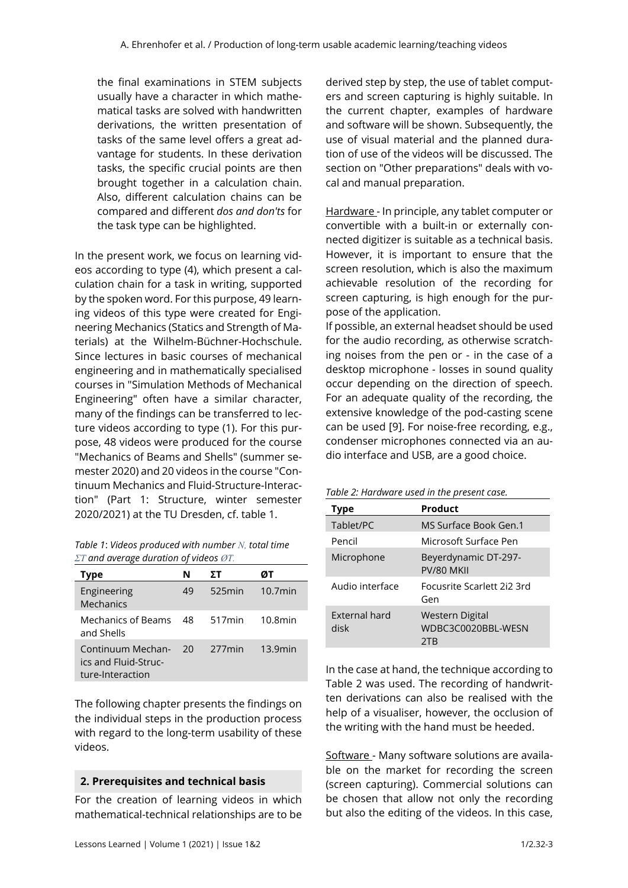the final examinations in STEM subjects usually have a character in which mathematical tasks are solved with handwritten derivations, the written presentation of tasks of the same level offers a great advantage for students. In these derivation tasks, the specific crucial points are then brought together in a calculation chain. Also, different calculation chains can be compared and different *dos and don'ts* for the task type can be highlighted.

In the present work, we focus on learning videos according to type (4), which present a calculation chain for a task in writing, supported by the spoken word. For this purpose, 49 learning videos of this type were created for Engineering Mechanics (Statics and Strength of Materials) at the Wilhelm-Büchner-Hochschule. Since lectures in basic courses of mechanical engineering and in mathematically specialised courses in "Simulation Methods of Mechanical Engineering" often have a similar character, many of the findings can be transferred to lecture videos according to type (1). For this purpose, 48 videos were produced for the course "Mechanics of Beams and Shells" (summer semester 2020) and 20 videos in the course "Continuum Mechanics and Fluid-Structure-Interaction" (Part 1: Structure, winter semester 2020/2021) at the TU Dresden, cf. table 1.

*Table 1: Videos produced with number $N$, total time $\Sigma T$ and average duration of videos $ØT$.*

| Type | N | ΣT | ØT |
|---|---|---|---|
| Engineering Mechanics | 49 | 525min | 10.7min |
| Mechanics of Beams and Shells | 48 | 517min | 10.8min |
| Continuum Mechanics and Fluid-Structure-Interaction | 20 | 277min | 13.9min |

The following chapter presents the findings on the individual steps in the production process with regard to the long-term usability of these videos.

## 2. Prerequisites and technical basis

For the creation of learning videos in which mathematical-technical relationships are to be derived step by step, the use of tablet computers and screen capturing is highly suitable. In the current chapter, examples of hardware and software will be shown. Subsequently, the use of visual material and the planned duration of use of the videos will be discussed. The section on "Other preparations" deals with vocal and manual preparation.

Hardware - In principle, any tablet computer or convertible with a built-in or externally connected digitizer is suitable as a technical basis. However, it is important to ensure that the screen resolution, which is also the maximum achievable resolution of the recording for screen capturing, is high enough for the purpose of the application.
If possible, an external headset should be used for the audio recording, as otherwise scratching noises from the pen or - in the case of a desktop microphone - losses in sound quality occur depending on the direction of speech. For an adequate quality of the recording, the extensive knowledge of the pod-casting scene can be used [9]. For noise-free recording, e.g., condenser microphones connected via an audio interface and USB, are a good choice.

*Table 2: Hardware used in the present case.*

| Type | Product |
|---|---|
| Tablet/PC | MS Surface Book Gen.1 |
| Pencil | Microsoft Surface Pen |
| Microphone | Beyerdynamic DT-297-PV/80 MKII |
| Audio interface | Focusrite Scarlett 2i2 3rd Gen |
| External hard disk | Western Digital WDBC3C0020BBL-WESN 2TB |

In the case at hand, the technique according to Table 2 was used. The recording of handwritten derivations can also be realised with the help of a visualiser, however, the occlusion of the writing with the hand must be heeded.

Software - Many software solutions are available on the market for recording the screen (screen capturing). Commercial solutions can be chosen that allow not only the recording but also the editing of the videos. In this case,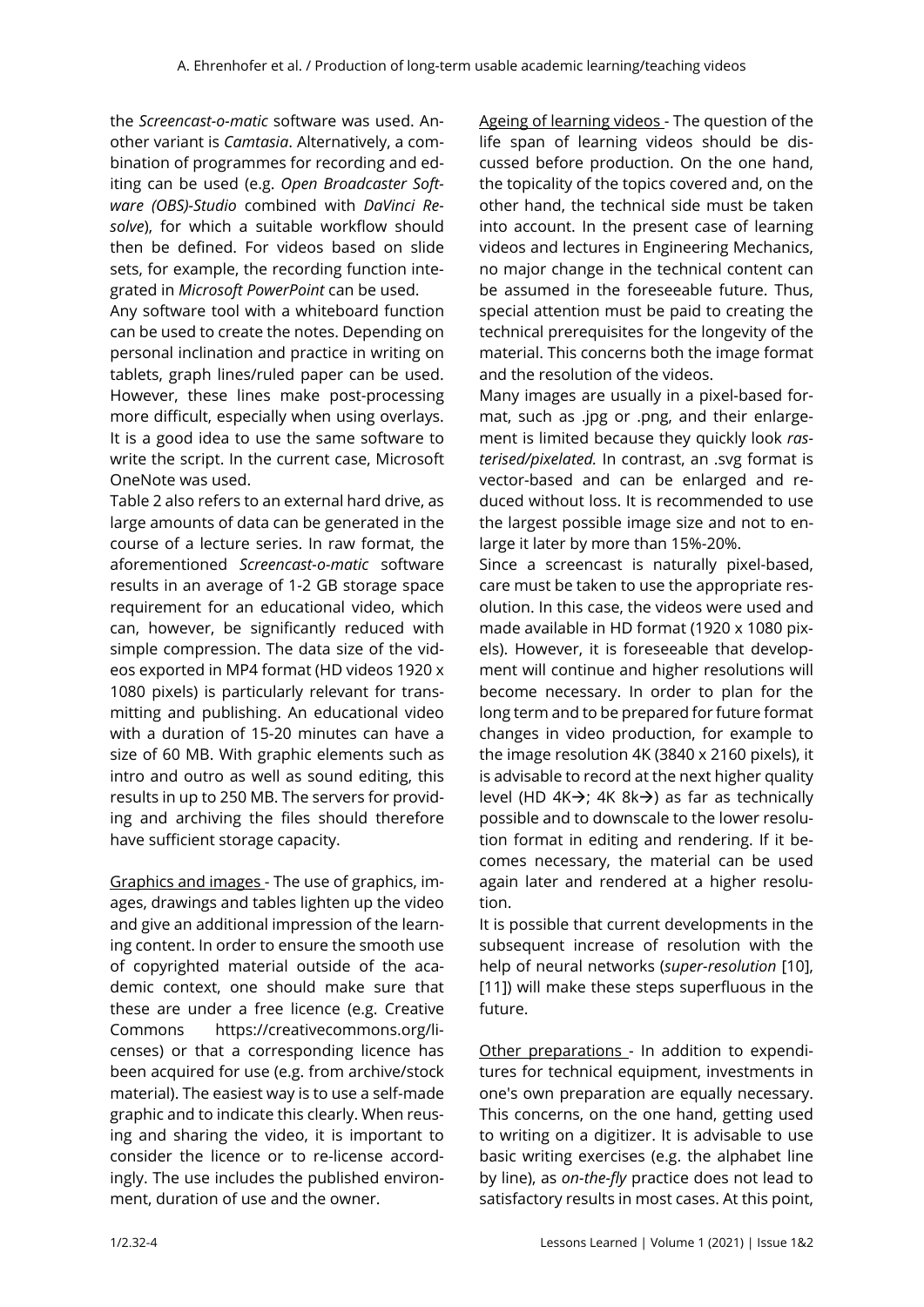the *Screencast-o-matic* software was used. Another variant is *Camtasia*. Alternatively, a combination of programmes for recording and editing can be used (e.g. *Open Broadcaster Software (OBS)-Studio* combined with *DaVinci Resolve*), for which a suitable workflow should then be defined. For videos based on slide sets, for example, the recording function integrated in *Microsoft PowerPoint* can be used.

Any software tool with a whiteboard function can be used to create the notes. Depending on personal inclination and practice in writing on tablets, graph lines/ruled paper can be used. However, these lines make post-processing more difficult, especially when using overlays. It is a good idea to use the same software to write the script. In the current case, Microsoft OneNote was used.

Table 2 also refers to an external hard drive, as large amounts of data can be generated in the course of a lecture series. In raw format, the aforementioned *Screencast-o-matic* software results in an average of 1-2 GB storage space requirement for an educational video, which can, however, be significantly reduced with simple compression. The data size of the videos exported in MP4 format (HD videos 1920 x 1080 pixels) is particularly relevant for transmitting and publishing. An educational video with a duration of 15-20 minutes can have a size of 60 MB. With graphic elements such as intro and outro as well as sound editing, this results in up to 250 MB. The servers for providing and archiving the files should therefore have sufficient storage capacity.

<u>Graphics and images</u> - The use of graphics, images, drawings and tables lighten up the video and give an additional impression of the learning content. In order to ensure the smooth use of copyrighted material outside of the academic context, one should make sure that these are under a free licence (e.g. Creative Commons https://creativecommons.org/licenses) or that a corresponding licence has been acquired for use (e.g. from archive/stock material). The easiest way is to use a self-made graphic and to indicate this clearly. When reusing and sharing the video, it is important to consider the licence or to re-license accordingly. The use includes the published environment, duration of use and the owner.

<u>Ageing of learning videos</u> - The question of the life span of learning videos should be discussed before production. On the one hand, the topicality of the topics covered and, on the other hand, the technical side must be taken into account. In the present case of learning videos and lectures in Engineering Mechanics, no major change in the technical content can be assumed in the foreseeable future. Thus, special attention must be paid to creating the technical prerequisites for the longevity of the material. This concerns both the image format and the resolution of the videos.

Many images are usually in a pixel-based format, such as .jpg or .png, and their enlargement is limited because they quickly look *rasterised/pixelated.* In contrast, an .svg format is vector-based and can be enlarged and reduced without loss. It is recommended to use the largest possible image size and not to enlarge it later by more than 15%-20%.

Since a screencast is naturally pixel-based, care must be taken to use the appropriate resolution. In this case, the videos were used and made available in HD format (1920 x 1080 pixels). However, it is foreseeable that development will continue and higher resolutions will become necessary. In order to plan for the long term and to be prepared for future format changes in video production, for example to the image resolution 4K (3840 x 2160 pixels), it is advisable to record at the next higher quality level (HD 4K→; 4K 8k→) as far as technically possible and to downscale to the lower resolution format in editing and rendering. If it becomes necessary, the material can be used again later and rendered at a higher resolution.

It is possible that current developments in the subsequent increase of resolution with the help of neural networks (*super-resolution* [10], [11]) will make these steps superfluous in the future.

<u>Other preparations</u> - In addition to expenditures for technical equipment, investments in one's own preparation are equally necessary. This concerns, on the one hand, getting used to writing on a digitizer. It is advisable to use basic writing exercises (e.g. the alphabet line by line), as *on-the-fly* practice does not lead to satisfactory results in most cases. At this point,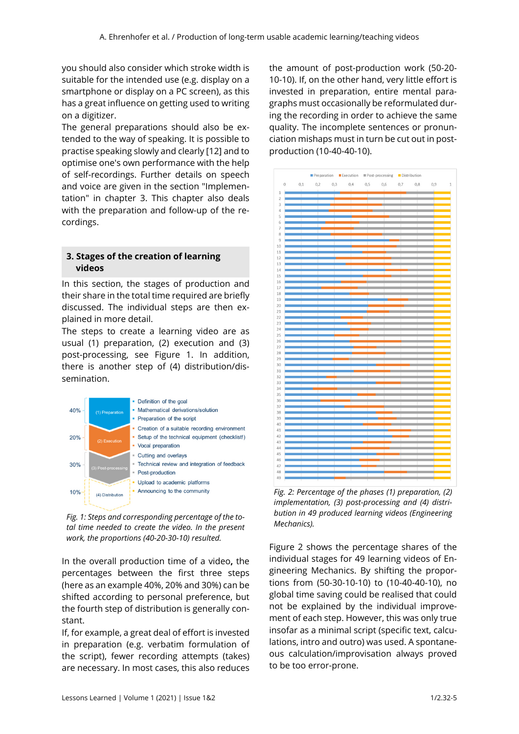you should also consider which stroke width is suitable for the intended use (e.g. display on a smartphone or display on a PC screen), as this has a great influence on getting used to writing on a digitizer.

The general preparations should also be extended to the way of speaking. It is possible to practise speaking slowly and clearly [12] and to optimise one's own performance with the help of self-recordings. Further details on speech and voice are given in the section "Implementation" in chapter 3. This chapter also deals with the preparation and follow-up of the recordings.

## 3. Stages of the creation of learning videos

In this section, the stages of production and their share in the total time required are briefly discussed. The individual steps are then explained in more detail.

The steps to create a learning video are as usual (1) preparation, (2) execution and (3) post-processing, see Figure 1. In addition, there is another step of (4) distribution/dissemination.

*Fig. 1: Steps and corresponding percentage of the total time needed to create the video. In the present work, the proportions (40-20-30-10) resulted.*

In the overall production time of a video**,** the percentages between the first three steps (here as an example 40%, 20% and 30%) can be shifted according to personal preference, but the fourth step of distribution is generally constant.

If, for example, a great deal of effort is invested in preparation (e.g. verbatim formulation of the script), fewer recording attempts (takes) are necessary. In most cases, this also reduces the amount of post-production work (50-20-10-10). If, on the other hand, very little effort is invested in preparation, entire mental paragraphs must occasionally be reformulated during the recording in order to achieve the same quality. The incomplete sentences or pronunciation mishaps must in turn be cut out in post-production (10-40-40-10).

*Fig. 2: Percentage of the phases (1) preparation, (2) implementation, (3) post-processing and (4) distribution in 49 produced learning videos (Engineering Mechanics).*

Figure 2 shows the percentage shares of the individual stages for 49 learning videos of Engineering Mechanics. By shifting the proportions from (50-30-10-10) to (10-40-40-10), no global time saving could be realised that could not be explained by the individual improvement of each step. However, this was only true insofar as a minimal script (specific text, calculations, intro and outro) was used. A spontaneous calculation/improvisation always proved to be too error-prone.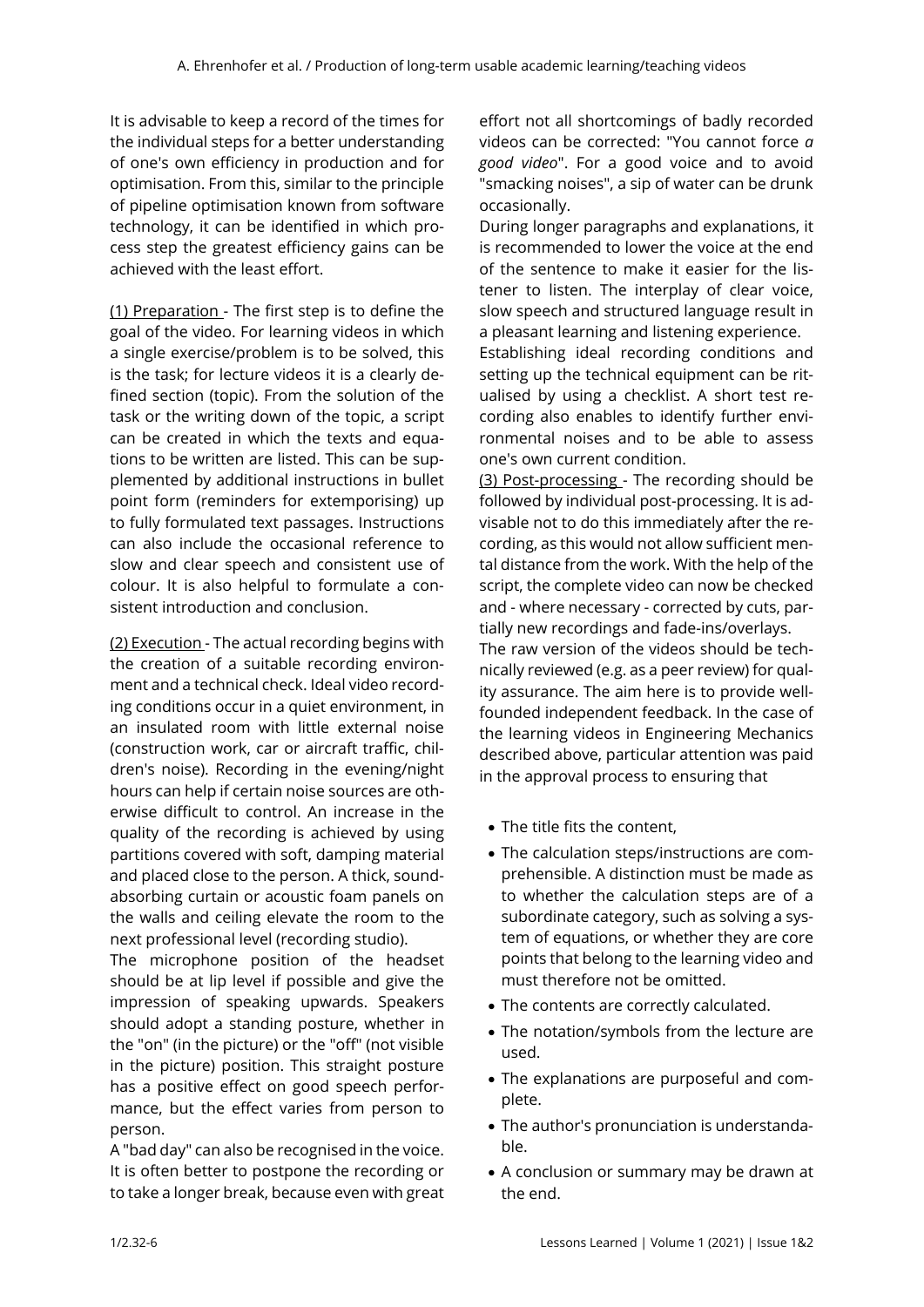It is advisable to keep a record of the times for the individual steps for a better understanding of one's own efficiency in production and for optimisation. From this, similar to the principle of pipeline optimisation known from software technology, it can be identified in which process step the greatest efficiency gains can be achieved with the least effort.

(1) Preparation - The first step is to define the goal of the video. For learning videos in which a single exercise/problem is to be solved, this is the task; for lecture videos it is a clearly defined section (topic). From the solution of the task or the writing down of the topic, a script can be created in which the texts and equations to be written are listed. This can be supplemented by additional instructions in bullet point form (reminders for extemporising) up to fully formulated text passages. Instructions can also include the occasional reference to slow and clear speech and consistent use of colour. It is also helpful to formulate a consistent introduction and conclusion.

(2) Execution - The actual recording begins with the creation of a suitable recording environment and a technical check. Ideal video recording conditions occur in a quiet environment, in an insulated room with little external noise (construction work, car or aircraft traffic, children's noise). Recording in the evening/night hours can help if certain noise sources are otherwise difficult to control. An increase in the quality of the recording is achieved by using partitions covered with soft, damping material and placed close to the person. A thick, sound-absorbing curtain or acoustic foam panels on the walls and ceiling elevate the room to the next professional level (recording studio).
The microphone position of the headset should be at lip level if possible and give the impression of speaking upwards. Speakers should adopt a standing posture, whether in the "on" (in the picture) or the "off" (not visible in the picture) position. This straight posture has a positive effect on good speech performance, but the effect varies from person to person.
A "bad day" can also be recognised in the voice. It is often better to postpone the recording or to take a longer break, because even with great effort not all shortcomings of badly recorded videos can be corrected: "You cannot force *a good video*". For a good voice and to avoid "smacking noises", a sip of water can be drunk occasionally.
During longer paragraphs and explanations, it is recommended to lower the voice at the end of the sentence to make it easier for the listener to listen. The interplay of clear voice, slow speech and structured language result in a pleasant learning and listening experience.
Establishing ideal recording conditions and setting up the technical equipment can be ritualised by using a checklist. A short test recording also enables to identify further environmental noises and to be able to assess one's own current condition.
(3) Post-processing - The recording should be followed by individual post-processing. It is advisable not to do this immediately after the recording, as this would not allow sufficient mental distance from the work. With the help of the script, the complete video can now be checked and - where necessary - corrected by cuts, partially new recordings and fade-ins/overlays.
The raw version of the videos should be technically reviewed (e.g. as a peer review) for quality assurance. The aim here is to provide well-founded independent feedback. In the case of the learning videos in Engineering Mechanics described above, particular attention was paid in the approval process to ensuring that

- The title fits the content,
- The calculation steps/instructions are comprehensible. A distinction must be made as to whether the calculation steps are of a subordinate category, such as solving a system of equations, or whether they are core points that belong to the learning video and must therefore not be omitted.
- The contents are correctly calculated.
- The notation/symbols from the lecture are used.
- The explanations are purposeful and complete.
- The author's pronunciation is understandable.
- A conclusion or summary may be drawn at the end.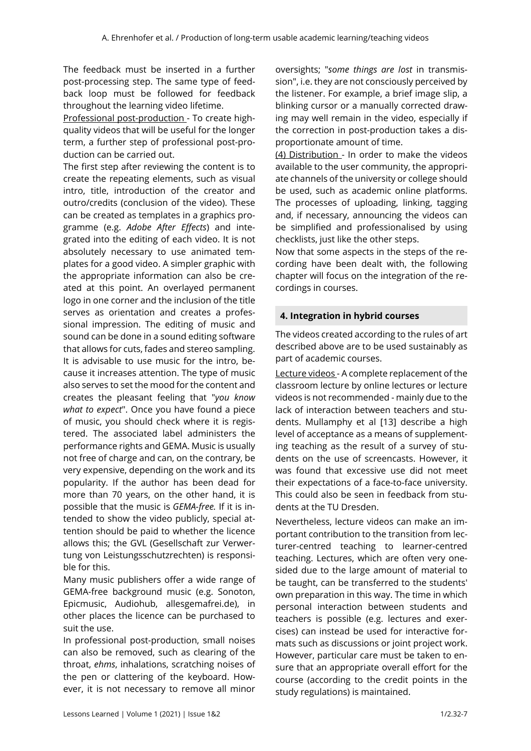The feedback must be inserted in a further post-processing step. The same type of feedback loop must be followed for feedback throughout the learning video lifetime.

Professional post-production - To create high-quality videos that will be useful for the longer term, a further step of professional post-production can be carried out.

The first step after reviewing the content is to create the repeating elements, such as visual intro, title, introduction of the creator and outro/credits (conclusion of the video). These can be created as templates in a graphics programme (e.g. *Adobe After Effects*) and integrated into the editing of each video. It is not absolutely necessary to use animated templates for a good video. A simpler graphic with the appropriate information can also be created at this point. An overlayed permanent logo in one corner and the inclusion of the title serves as orientation and creates a professional impression. The editing of music and sound can be done in a sound editing software that allows for cuts, fades and stereo sampling. It is advisable to use music for the intro, because it increases attention. The type of music also serves to set the mood for the content and creates the pleasant feeling that "*you know what to expect*". Once you have found a piece of music, you should check where it is registered. The associated label administers the performance rights and GEMA. Music is usually not free of charge and can, on the contrary, be very expensive, depending on the work and its popularity. If the author has been dead for more than 70 years, on the other hand, it is possible that the music is *GEMA-free.* If it is intended to show the video publicly, special attention should be paid to whether the licence allows this; the GVL (Gesellschaft zur Verwertung von Leistungsschutzrechten) is responsible for this.

Many music publishers offer a wide range of GEMA-free background music (e.g. Sonoton, Epicmusic, Audiohub, allesgemafrei.de), in other places the licence can be purchased to suit the use.

In professional post-production, small noises can also be removed, such as clearing of the throat, *ehms*, inhalations, scratching noises of the pen or clattering of the keyboard. However, it is not necessary to remove all minor oversights; "*some things are lost* in transmission", i.e. they are not consciously perceived by the listener. For example, a brief image slip, a blinking cursor or a manually corrected drawing may well remain in the video, especially if the correction in post-production takes a disproportionate amount of time.

(4) Distribution - In order to make the videos available to the user community, the appropriate channels of the university or college should be used, such as academic online platforms. The processes of uploading, linking, tagging and, if necessary, announcing the videos can be simplified and professionalised by using checklists, just like the other steps.

Now that some aspects in the steps of the recording have been dealt with, the following chapter will focus on the integration of the recordings in courses.

## 4. Integration in hybrid courses

The videos created according to the rules of art described above are to be used sustainably as part of academic courses.

Lecture videos - A complete replacement of the classroom lecture by online lectures or lecture videos is not recommended - mainly due to the lack of interaction between teachers and students. Mullamphy et al [13] describe a high level of acceptance as a means of supplementing teaching as the result of a survey of students on the use of screencasts. However, it was found that excessive use did not meet their expectations of a face-to-face university. This could also be seen in feedback from students at the TU Dresden.

Nevertheless, lecture videos can make an important contribution to the transition from lecturer-centred teaching to learner-centred teaching. Lectures, which are often very one-sided due to the large amount of material to be taught, can be transferred to the students' own preparation in this way. The time in which personal interaction between students and teachers is possible (e.g. lectures and exercises) can instead be used for interactive formats such as discussions or joint project work. However, particular care must be taken to ensure that an appropriate overall effort for the course (according to the credit points in the study regulations) is maintained.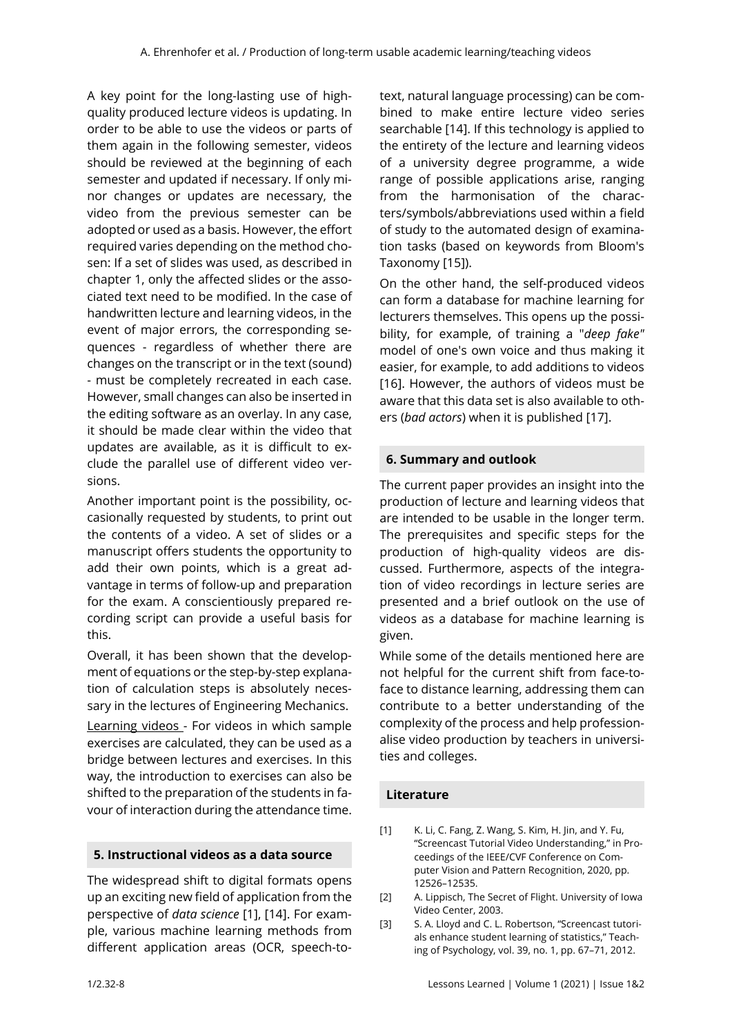A key point for the long-lasting use of high-quality produced lecture videos is updating. In order to be able to use the videos or parts of them again in the following semester, videos should be reviewed at the beginning of each semester and updated if necessary. If only minor changes or updates are necessary, the video from the previous semester can be adopted or used as a basis. However, the effort required varies depending on the method chosen: If a set of slides was used, as described in chapter 1, only the affected slides or the associated text need to be modified. In the case of handwritten lecture and learning videos, in the event of major errors, the corresponding sequences - regardless of whether there are changes on the transcript or in the text (sound) - must be completely recreated in each case. However, small changes can also be inserted in the editing software as an overlay. In any case, it should be made clear within the video that updates are available, as it is difficult to exclude the parallel use of different video versions.

Another important point is the possibility, occasionally requested by students, to print out the contents of a video. A set of slides or a manuscript offers students the opportunity to add their own points, which is a great advantage in terms of follow-up and preparation for the exam. A conscientiously prepared recording script can provide a useful basis for this.

Overall, it has been shown that the development of equations or the step-by-step explanation of calculation steps is absolutely necessary in the lectures of Engineering Mechanics.

Learning videos - For videos in which sample exercises are calculated, they can be used as a bridge between lectures and exercises. In this way, the introduction to exercises can also be shifted to the preparation of the students in favour of interaction during the attendance time.

## 5. Instructional videos as a data source

The widespread shift to digital formats opens up an exciting new field of application from the perspective of *data science* [1], [14]. For example, various machine learning methods from different application areas (OCR, speech-to-text, natural language processing) can be combined to make entire lecture video series searchable [14]. If this technology is applied to the entirety of the lecture and learning videos of a university degree programme, a wide range of possible applications arise, ranging from the harmonisation of the characters/symbols/abbreviations used within a field of study to the automated design of examination tasks (based on keywords from Bloom's Taxonomy [15]).

On the other hand, the self-produced videos can form a database for machine learning for lecturers themselves. This opens up the possibility, for example, of training a "*deep fake*" model of one's own voice and thus making it easier, for example, to add additions to videos [16]. However, the authors of videos must be aware that this data set is also available to others (*bad actors*) when it is published [17].

## 6. Summary and outlook

The current paper provides an insight into the production of lecture and learning videos that are intended to be usable in the longer term. The prerequisites and specific steps for the production of high-quality videos are discussed. Furthermore, aspects of the integration of video recordings in lecture series are presented and a brief outlook on the use of videos as a database for machine learning is given.

While some of the details mentioned here are not helpful for the current shift from face-to-face to distance learning, addressing them can contribute to a better understanding of the complexity of the process and help professionalise video production by teachers in universities and colleges.

## Literature

[1] K. Li, C. Fang, Z. Wang, S. Kim, H. Jin, and Y. Fu, "Screencast Tutorial Video Understanding," in Proceedings of the IEEE/CVF Conference on Computer Vision and Pattern Recognition, 2020, pp. 12526–12535.

[2] A. Lippisch, The Secret of Flight. University of Iowa Video Center, 2003.

[3] S. A. Lloyd and C. L. Robertson, "Screencast tutorials enhance student learning of statistics," Teaching of Psychology, vol. 39, no. 1, pp. 67–71, 2012.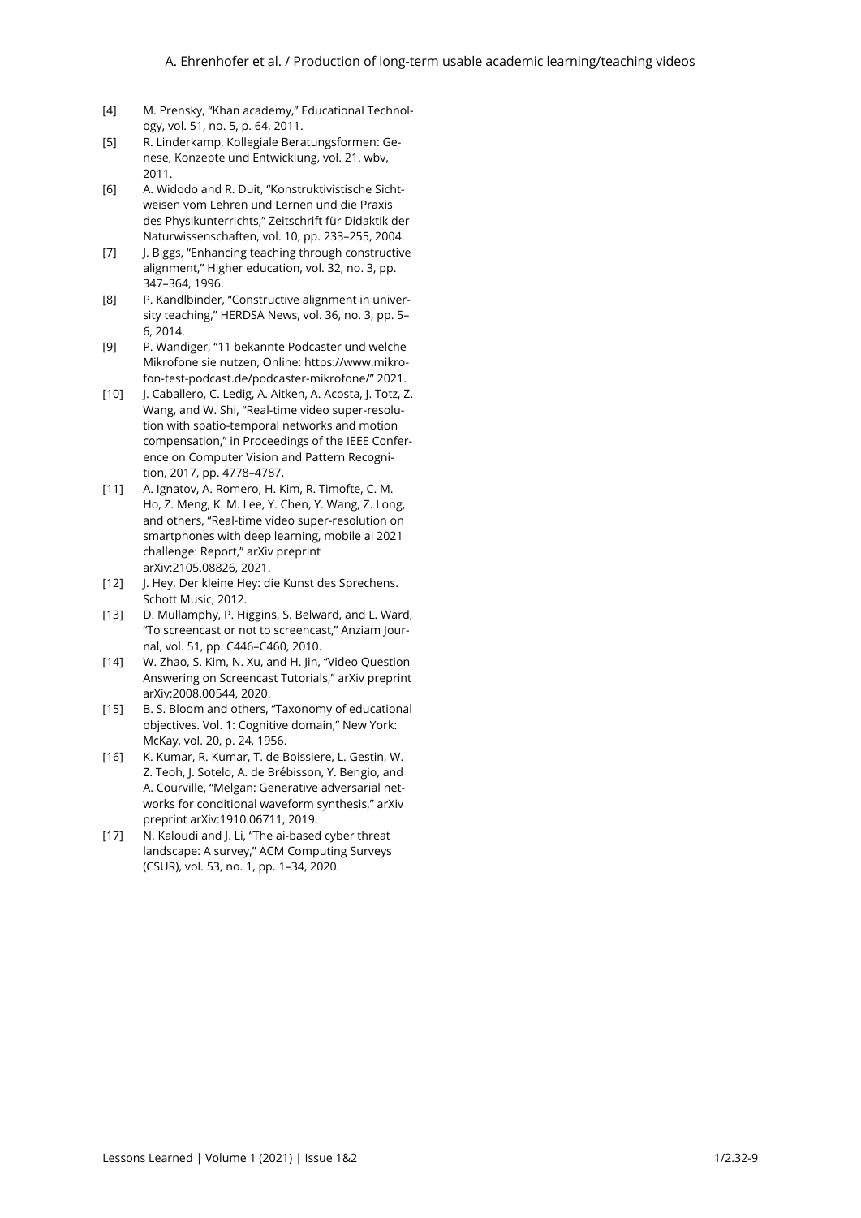[4] M. Prensky, "Khan academy," Educational Technology, vol. 51, no. 5, p. 64, 2011.

[5] R. Linderkamp, Kollegiale Beratungsformen: Genese, Konzepte und Entwicklung, vol. 21. wbv, 2011.

[6] A. Widodo and R. Duit, "Konstruktivistische Sichtweisen vom Lehren und Lernen und die Praxis des Physikunterrichts," Zeitschrift für Didaktik der Naturwissenschaften, vol. 10, pp. 233–255, 2004.

[7] J. Biggs, "Enhancing teaching through constructive alignment," Higher education, vol. 32, no. 3, pp. 347–364, 1996.

[8] P. Kandlbinder, "Constructive alignment in university teaching," HERDSA News, vol. 36, no. 3, pp. 5–6, 2014.

[9] P. Wandiger, "11 bekannte Podcaster und welche Mikrofone sie nutzen, Online: https://www.mikrofon-test-podcast.de/podcaster-mikrofone/" 2021.

[10] J. Caballero, C. Ledig, A. Aitken, A. Acosta, J. Totz, Z. Wang, and W. Shi, "Real-time video super-resolution with spatio-temporal networks and motion compensation," in Proceedings of the IEEE Conference on Computer Vision and Pattern Recognition, 2017, pp. 4778–4787.

[11] A. Ignatov, A. Romero, H. Kim, R. Timofte, C. M. Ho, Z. Meng, K. M. Lee, Y. Chen, Y. Wang, Z. Long, and others, "Real-time video super-resolution on smartphones with deep learning, mobile ai 2021 challenge: Report," arXiv preprint arXiv:2105.08826, 2021.

[12] J. Hey, Der kleine Hey: die Kunst des Sprechens. Schott Music, 2012.

[13] D. Mullamphy, P. Higgins, S. Belward, and L. Ward, "To screencast or not to screencast," Anziam Journal, vol. 51, pp. C446–C460, 2010.

[14] W. Zhao, S. Kim, N. Xu, and H. Jin, "Video Question Answering on Screencast Tutorials," arXiv preprint arXiv:2008.00544, 2020.

[15] B. S. Bloom and others, "Taxonomy of educational objectives. Vol. 1: Cognitive domain," New York: McKay, vol. 20, p. 24, 1956.

[16] K. Kumar, R. Kumar, T. de Boissiere, L. Gestin, W. Z. Teoh, J. Sotelo, A. de Brébisson, Y. Bengio, and A. Courville, "Melgan: Generative adversarial networks for conditional waveform synthesis," arXiv preprint arXiv:1910.06711, 2019.

[17] N. Kaloudi and J. Li, "The ai-based cyber threat landscape: A survey," ACM Computing Surveys (CSUR), vol. 53, no. 1, pp. 1–34, 2020.